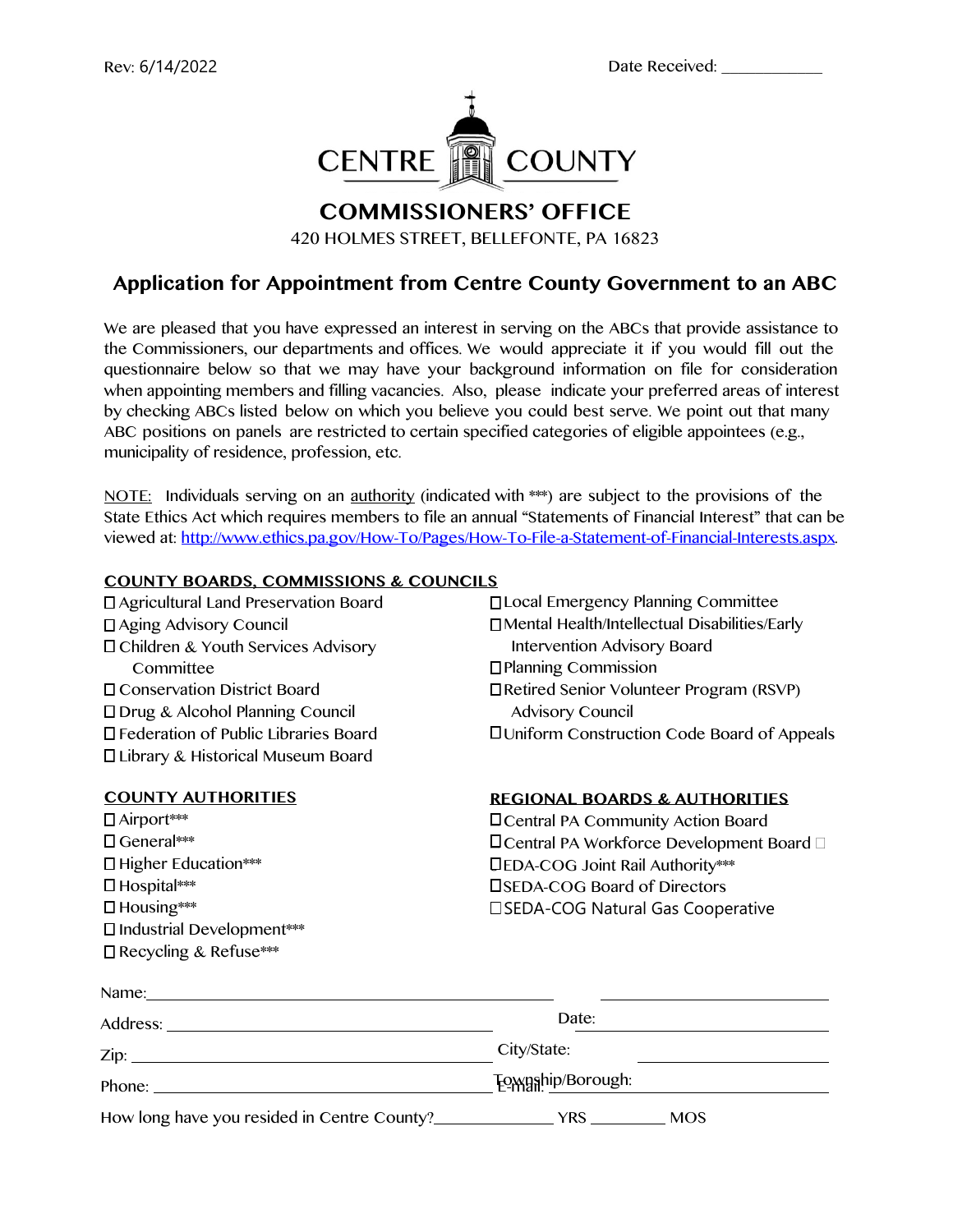Rev: 6/14/2022 Date Received: ___________

CENTRE COUNTY

## COMMISSIONERS' OFFICE

420 HOLMES STREET, BELLEFONTE, PA 16823

# Application for Appointment from Centre County Government to an ABC

We are pleased that you have expressed an interest in serving on the ABCs that provide assistance to the Commissioners, our departments and offices. We would appreciate it if you would fill out the questionnaire below so that we may have your background information on file for consideration when appointing members and filling vacancies. Also, please indicate your preferred areas of interest by checking ABCs listed below on which you believe you could best serve. We point out that many ABC positions on panels are restricted to certain specified categories of eligible appointees (e.g., municipality of residence, profession, etc.

NOTE: Individuals serving on an authority (indicated with ***) are subject to the provisions of the State Ethics Act which requires members to file an annual "Statements of Financial Interest" that can be viewed at: http://www.ethics.pa.gov/How-To/Pages/How-To-File-a-Statement-of-Financial-Interests.aspx.

## COUNTY BOARDS, COMMISSIONS & COUNCILS

- ☐ Agricultural Land Preservation Board
- ☐ Aging Advisory Council
- ☐ Children & Youth Services Advisory Committee
- ☐ Conservation District Board
- ☐ Drug & Alcohol Planning Council
- ☐ Federation of Public Libraries Board
- ☐ Library & Historical Museum Board
- ☐ Local Emergency Planning Committee
- ☐ Mental Health/Intellectual Disabilities/Early Intervention Advisory Board
- ☐ Planning Commission
- ☐ Retired Senior Volunteer Program (RSVP) Advisory Council
- ☐ Uniform Construction Code Board of Appeals

## COUNTY AUTHORITIES

- ☐ Airport***
- ☐ General***
- ☐ Higher Education***
- ☐ Hospital***
- ☐ Housing***
- ☐ Industrial Development***
- ☐ Recycling & Refuse***

## REGIONAL BOARDS & AUTHORITIES

- ☐ Central PA Community Action Board
- ☐ Central PA Workforce Development Board
- ☐ EDA-COG Joint Rail Authority***
- ☐ SEDA-COG Board of Directors
- ☐ SEDA-COG Natural Gas Cooperative

Name: ______________________________ ____________________

Address: ______________________________ Date: ____________________

Zip: ______________________________ City/State: ____________________

Phone: ______________________________ E-mail: / Township/Borough: ____________________

How long have you resided in Centre County?__________ YRS ________ MOS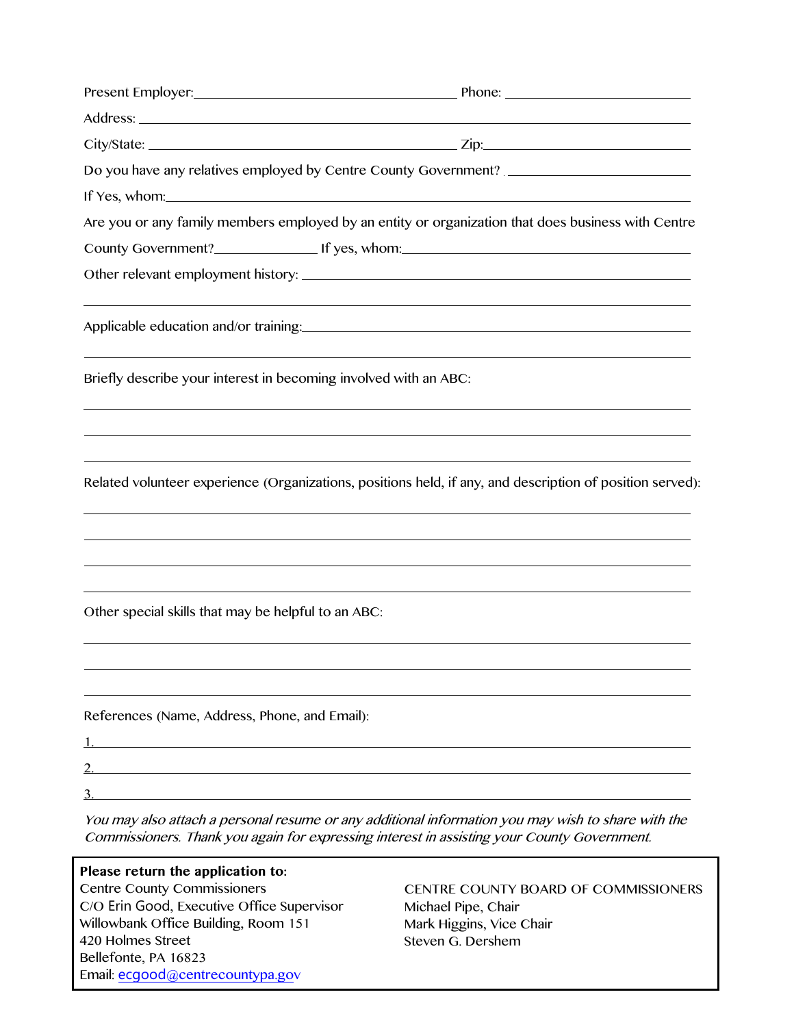Present Employer: ______________________________ Phone: ____________________

Address: ____________________________________________________________

City/State: ______________________________ Zip: ____________________

Do you have any relatives employed by Centre County Government? ____________________

If Yes, whom: ____________________________________________________________

Are you or any family members employed by an entity or organization that does business with Centre County Government? __________ If yes, whom: ______________________________

Other relevant employment history: ______________________________________________

____________________________________________________________

Applicable education and/or training: ______________________________________________

____________________________________________________________

Briefly describe your interest in becoming involved with an ABC:

____________________________________________________________

____________________________________________________________

____________________________________________________________

Related volunteer experience (Organizations, positions held, if any, and description of position served):

____________________________________________________________

____________________________________________________________

____________________________________________________________

____________________________________________________________

Other special skills that may be helpful to an ABC:

____________________________________________________________

____________________________________________________________

____________________________________________________________

References (Name, Address, Phone, and Email):

1. ____________________________________________________________

2. ____________________________________________________________

3. ____________________________________________________________

*You may also attach a personal resume or any additional information you may wish to share with the Commissioners. Thank you again for expressing interest in assisting your County Government.*

**Please return the application to:**
Centre County Commissioners
C/O Erin Good, Executive Office Supervisor
Willowbank Office Building, Room 151
420 Holmes Street
Bellefonte, PA 16823
Email: ecgood@centrecountypa.gov

CENTRE COUNTY BOARD OF COMMISSIONERS
Michael Pipe, Chair
Mark Higgins, Vice Chair
Steven G. Dershem